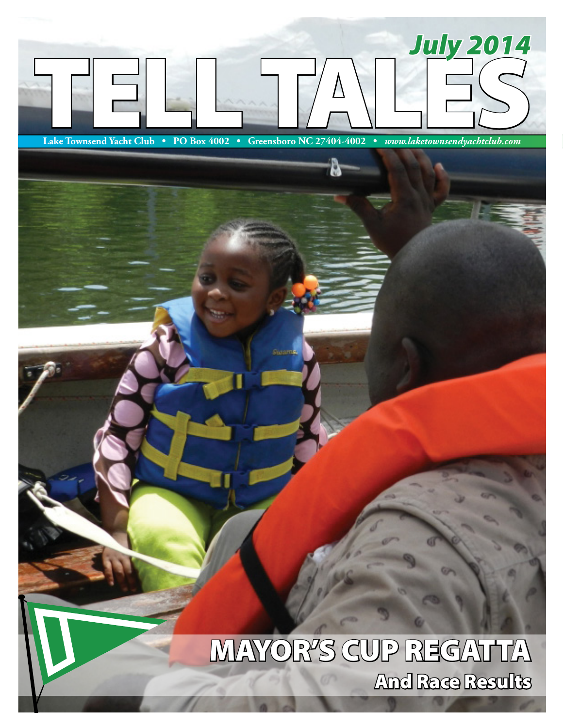# TELL TALES

July 2014

Lake Townsend Yacht Club • PO Box 4002 • Greensboro NC 27404-4002 • *www.laketownsendyachtclub.com*

## MAYOR'S CUP REGATTA

### And Race Results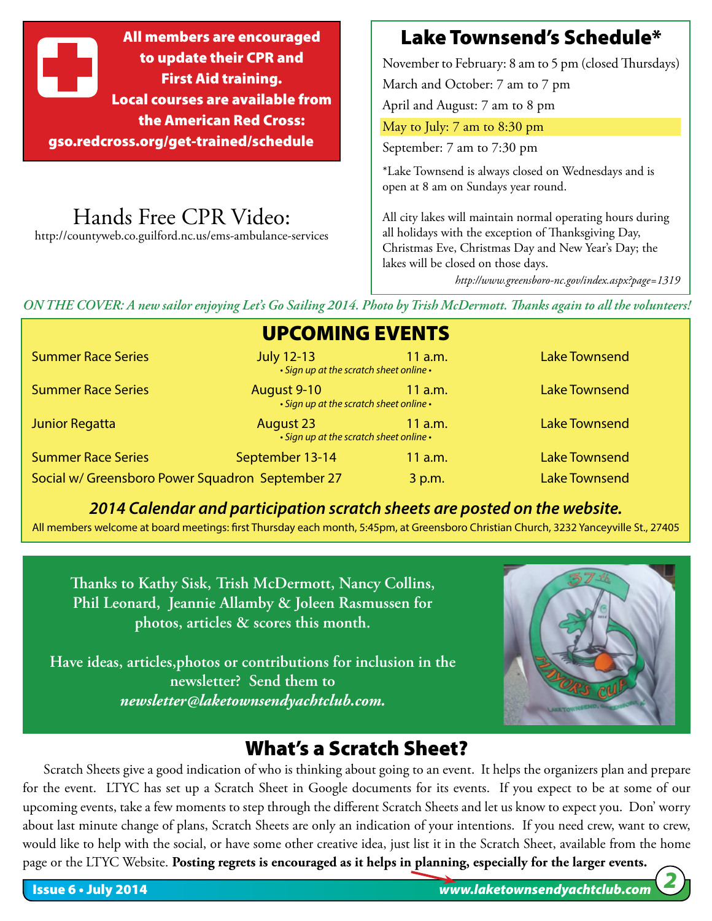**All members are encouraged to update their CPR and First Aid training. Local courses are available from the American Red Cross: gso.redcross.org/get-trained/schedule**

## Lake Townsend's Schedule*

November to February: 8 am to 5 pm (closed Thursdays)

March and October: 7 am to 7 pm

April and August: 7 am to 8 pm

May to July: 7 am to 8:30 pm

September: 7 am to 7:30 pm

*Lake Townsend is always closed on Wednesdays and is open at 8 am on Sundays year round.

All city lakes will maintain normal operating hours during all holidays with the exception of Thanksgiving Day, Christmas Eve, Christmas Day and New Year's Day; the lakes will be closed on those days.

*http://www.greensboro-nc.gov/index.aspx?page=1319*

## Hands Free CPR Video:

http://countyweb.co.guilford.nc.us/ems-ambulance-services

*ON THE COVER: A new sailor enjoying Let's Go Sailing 2014. Photo by Trish McDermott. Thanks again to all the volunteers!*

## UPCOMING EVENTS

| Event | Date | Time | Location |
|---|---|---|---|
| Summer Race Series | July 12-13 *• Sign up at the scratch sheet online •* | 11 a.m. | Lake Townsend |
| Summer Race Series | August 9-10 *• Sign up at the scratch sheet online •* | 11 a.m. | Lake Townsend |
| Junior Regatta | August 23 *• Sign up at the scratch sheet online •* | 11 a.m. | Lake Townsend |
| Summer Race Series | September 13-14 | 11 a.m. | Lake Townsend |
| Social w/ Greensboro Power Squadron | September 27 | 3 p.m. | Lake Townsend |

***2014 Calendar and participation scratch sheets are posted on the website.***

All members welcome at board meetings: first Thursday each month, 5:45pm, at Greensboro Christian Church, 3232 Yanceyville St., 27405

**Thanks to Kathy Sisk, Trish McDermott, Nancy Collins, Phil Leonard, Jeannie Allamby & Joleen Rasmussen for photos, articles & scores this month.**

**Have ideas, articles,photos or contributions for inclusion in the newsletter? Send them to *newsletter@laketownsendyachtclub.com.***

## What's a Scratch Sheet?

Scratch Sheets give a good indication of who is thinking about going to an event. It helps the organizers plan and prepare for the event. LTYC has set up a Scratch Sheet in Google documents for its events. If you expect to be at some of our upcoming events, take a few moments to step through the different Scratch Sheets and let us know to expect you. Don' worry about last minute change of plans, Scratch Sheets are only an indication of your intentions. If you need crew, want to crew, would like to help with the social, or have some other creative idea, just list it in the Scratch Sheet, available from the home page or the LTYC Website. **Posting regrets is encouraged as it helps in planning, especially for the larger events.**

www.laketownsendyachtclub.com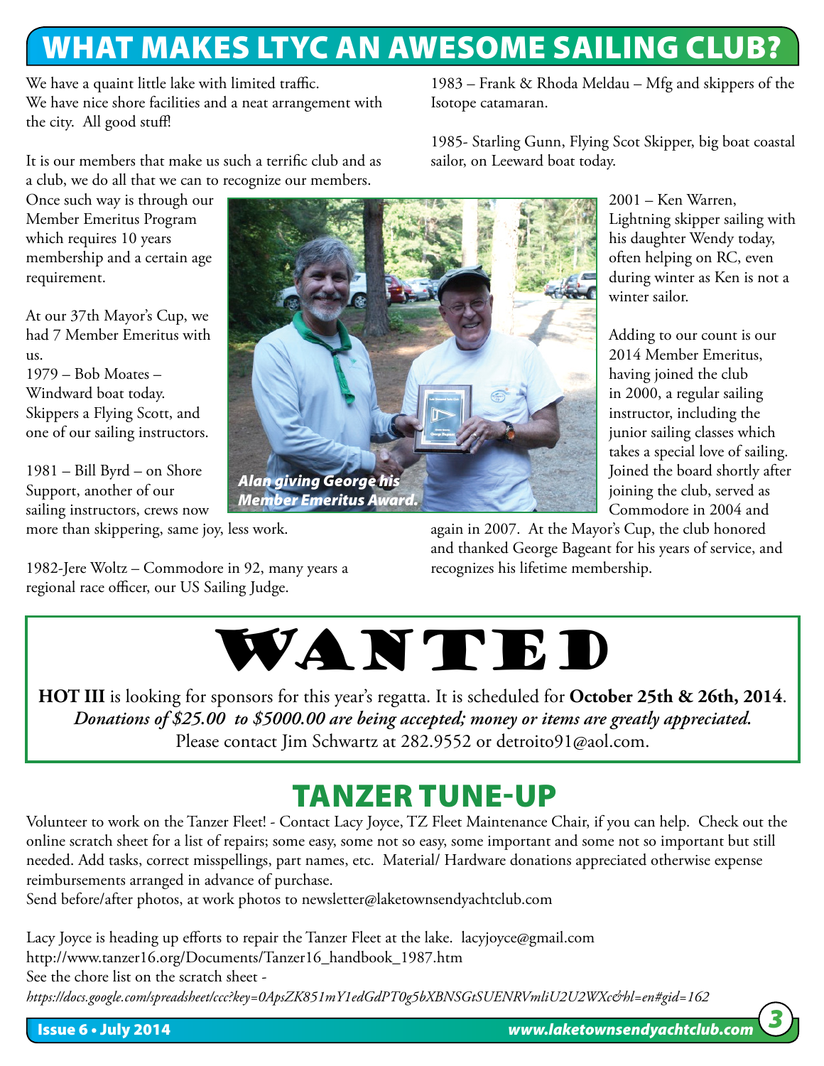# WHAT MAKES LTYC AN AWESOME SAILING CLUB?

We have a quaint little lake with limited traffic.
We have nice shore facilities and a neat arrangement with the city. All good stuff!

It is our members that make us such a terrific club and as a club, we do all that we can to recognize our members. Once such way is through our Member Emeritus Program which requires 10 years membership and a certain age requirement.

At our 37th Mayor's Cup, we had 7 Member Emeritus with us.

1979 – Bob Moates – Windward boat today. Skippers a Flying Scott, and one of our sailing instructors.

1981 – Bill Byrd – on Shore Support, another of our sailing instructors, crews now more than skippering, same joy, less work.

1982-Jere Woltz – Commodore in 92, many years a regional race officer, our US Sailing Judge.

1983 – Frank & Rhoda Meldau – Mfg and skippers of the Isotope catamaran.

1985- Starling Gunn, Flying Scot Skipper, big boat coastal sailor, on Leeward boat today.

2001 – Ken Warren, Lightning skipper sailing with his daughter Wendy today, often helping on RC, even during winter as Ken is not a winter sailor.

Adding to our count is our 2014 Member Emeritus, having joined the club in 2000, a regular sailing instructor, including the junior sailing classes which takes a special love of sailing. Joined the board shortly after joining the club, served as Commodore in 2004 and again in 2007. At the Mayor's Cup, the club honored and thanked George Bageant for his years of service, and recognizes his lifetime membership.

***Alan giving George his Member Emeritus Award.***

# WANTED

**HOT III** is looking for sponsors for this year's regatta. It is scheduled for **October 25th & 26th, 2014**.
***Donations of $25.00 to $5000.00 are being accepted; money or items are greatly appreciated.***
Please contact Jim Schwartz at 282.9552 or detroito91@aol.com.

# TANZER TUNE-UP

Volunteer to work on the Tanzer Fleet! - Contact Lacy Joyce, TZ Fleet Maintenance Chair, if you can help. Check out the online scratch sheet for a list of repairs; some easy, some not so easy, some important and some not so important but still needed. Add tasks, correct misspellings, part names, etc. Material/ Hardware donations appreciated otherwise expense reimbursements arranged in advance of purchase.
Send before/after photos, at work photos to newsletter@laketownsendyachtclub.com

Lacy Joyce is heading up efforts to repair the Tanzer Fleet at the lake. lacyjoyce@gmail.com
http://www.tanzer16.org/Documents/Tanzer16_handbook_1987.htm
See the chore list on the scratch sheet -
*https://docs.google.com/spreadsheet/ccc?key=0ApsZK851mY1edGdPT0g5bXBNSGtSUENRVmliU2U2WXc&hl=en#gid=162*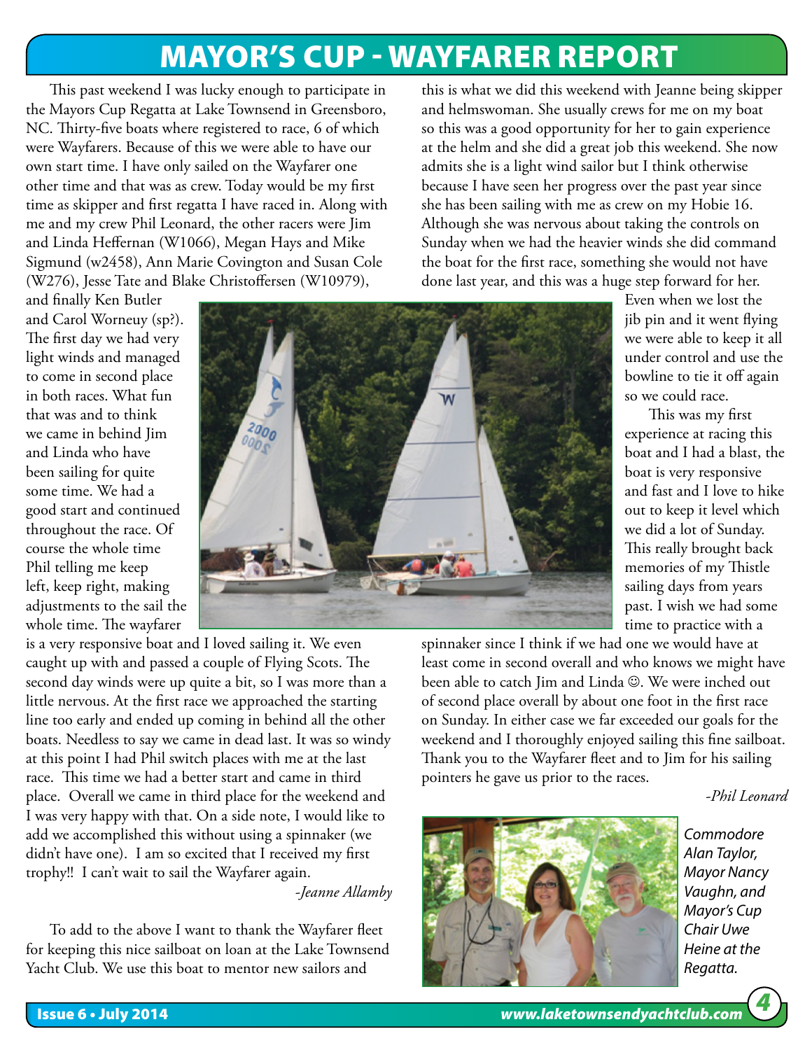# MAYOR'S CUP - WAYFARER REPORT

This past weekend I was lucky enough to participate in the Mayors Cup Regatta at Lake Townsend in Greensboro, NC. Thirty-five boats where registered to race, 6 of which were Wayfarers. Because of this we were able to have our own start time. I have only sailed on the Wayfarer one other time and that was as crew. Today would be my first time as skipper and first regatta I have raced in. Along with me and my crew Phil Leonard, the other racers were Jim and Linda Heffernan (W1066), Megan Hays and Mike Sigmund (w2458), Ann Marie Covington and Susan Cole (W276), Jesse Tate and Blake Christoffersen (W10979), and finally Ken Butler and Carol Worneuy (sp?). The first day we had very light winds and managed to come in second place in both races. What fun that was and to think we came in behind Jim and Linda who have been sailing for quite some time. We had a good start and continued throughout the race. Of course the whole time Phil telling me keep left, keep right, making adjustments to the sail the whole time. The wayfarer is a very responsive boat and I loved sailing it. We even caught up with and passed a couple of Flying Scots. The second day winds were up quite a bit, so I was more than a little nervous. At the first race we approached the starting line too early and ended up coming in behind all the other boats. Needless to say we came in dead last. It was so windy at this point I had Phil switch places with me at the last race. This time we had a better start and came in third place. Overall we came in third place for the weekend and I was very happy with that. On a side note, I would like to add we accomplished this without using a spinnaker (we didn't have one). I am so excited that I received my first trophy!! I can't wait to sail the Wayfarer again.

*-Jeanne Allamby*

To add to the above I want to thank the Wayfarer fleet for keeping this nice sailboat on loan at the Lake Townsend Yacht Club. We use this boat to mentor new sailors and this is what we did this weekend with Jeanne being skipper and helmswoman. She usually crews for me on my boat so this was a good opportunity for her to gain experience at the helm and she did a great job this weekend. She now admits she is a light wind sailor but I think otherwise because I have seen her progress over the past year since she has been sailing with me as crew on my Hobie 16. Although she was nervous about taking the controls on Sunday when we had the heavier winds she did command the boat for the first race, something she would not have done last year, and this was a huge step forward for her. Even when we lost the jib pin and it went flying we were able to keep it all under control and use the bowline to tie it off again so we could race.

This was my first experience at racing this boat and I had a blast, the boat is very responsive and fast and I love to hike out to keep it level which we did a lot of Sunday. This really brought back memories of my Thistle sailing days from years past. I wish we had some time to practice with a spinnaker since I think if we had one we would have at least come in second overall and who knows we might have been able to catch Jim and Linda ☺. We were inched out of second place overall by about one foot in the first race on Sunday. In either case we far exceeded our goals for the weekend and I thoroughly enjoyed sailing this fine sailboat. Thank you to the Wayfarer fleet and to Jim for his sailing pointers he gave us prior to the races.

*-Phil Leonard*

*Commodore Alan Taylor, Mayor Nancy Vaughn, and Mayor's Cup Chair Uwe Heine at the Regatta.*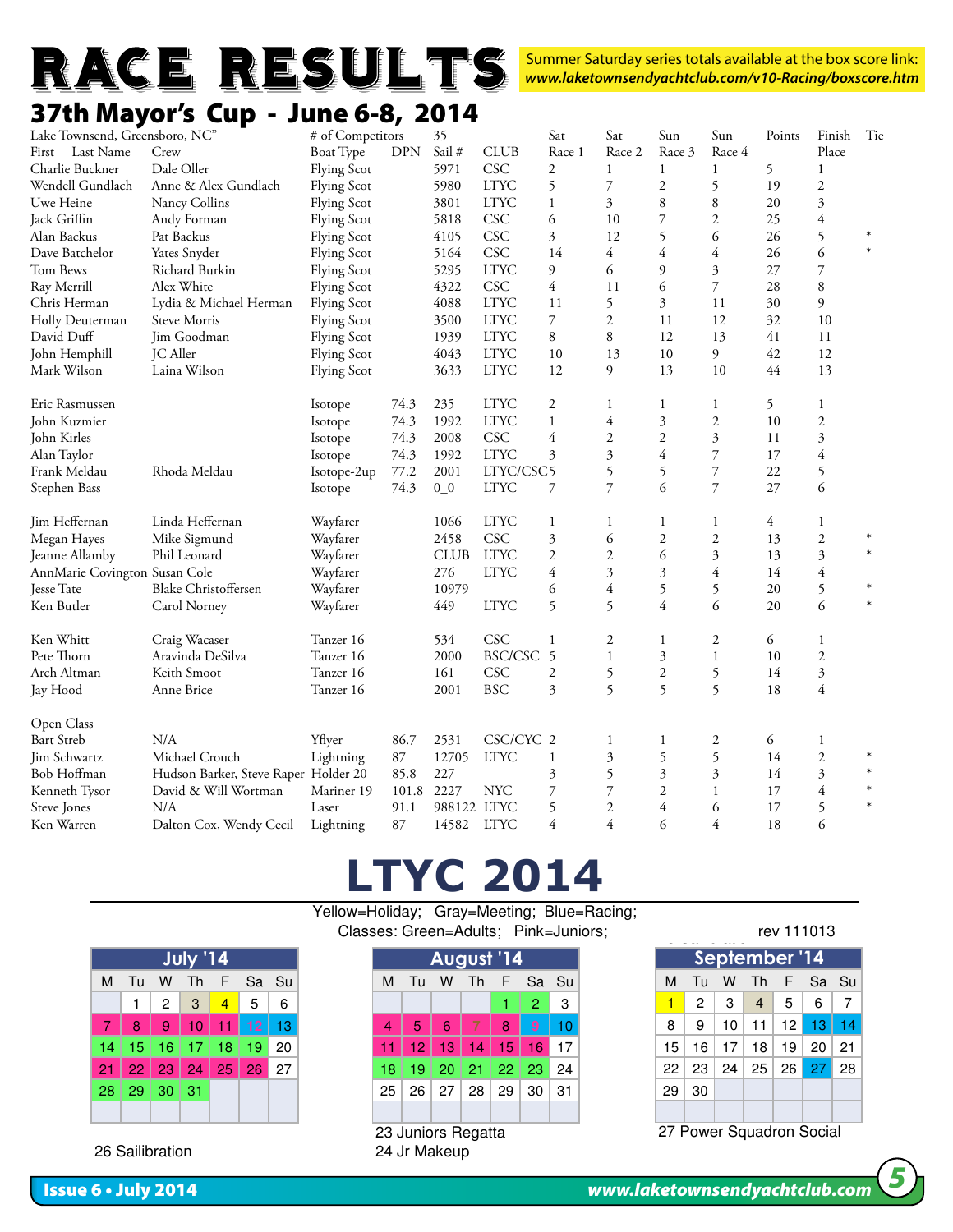# RACE RESULTS

Summer Saturday series totals available at the box score link: ***www.laketownsendyachtclub.com/v10-Racing/boxscore.htm***

## 37th Mayor's Cup - June 6-8, 2014

| Lake Townsend, Greensboro, NC" | | # of Competitors | | 35 | | | | | | | | |
|---|---|---|---|---|---|---|---|---|---|---|---|---|
| First Last Name | Crew | Boat Type | DPN | Sail # | CLUB | Sat Race 1 | Sat Race 2 | Sun Race 3 | Sun Race 4 | Points | Finish Place | Tie |
| Charlie Buckner | Dale Oller | Flying Scot | | 5971 | CSC | 2 | 1 | 1 | 1 | 5 | 1 | |
| Wendell Gundlach | Anne & Alex Gundlach | Flying Scot | | 5980 | LTYC | 5 | 7 | 2 | 5 | 19 | 2 | |
| Uwe Heine | Nancy Collins | Flying Scot | | 3801 | LTYC | 1 | 3 | 8 | 8 | 20 | 3 | |
| Jack Griffin | Andy Forman | Flying Scot | | 5818 | CSC | 6 | 10 | 7 | 2 | 25 | 4 | |
| Alan Backus | Pat Backus | Flying Scot | | 4105 | CSC | 3 | 12 | 5 | 6 | 26 | 5 | * |
| Dave Batchelor | Yates Snyder | Flying Scot | | 5164 | CSC | 14 | 4 | 4 | 4 | 26 | 6 | * |
| Tom Bews | Richard Burkin | Flying Scot | | 5295 | LTYC | 9 | 6 | 9 | 3 | 27 | 7 | |
| Ray Merrill | Alex White | Flying Scot | | 4322 | CSC | 4 | 11 | 6 | 7 | 28 | 8 | |
| Chris Herman | Lydia & Michael Herman | Flying Scot | | 4088 | LTYC | 11 | 5 | 3 | 11 | 30 | 9 | |
| Holly Deuterman | Steve Morris | Flying Scot | | 3500 | LTYC | 7 | 2 | 11 | 12 | 32 | 10 | |
| David Duff | Jim Goodman | Flying Scot | | 1939 | LTYC | 8 | 8 | 12 | 13 | 41 | 11 | |
| John Hemphill | JC Aller | Flying Scot | | 4043 | LTYC | 10 | 13 | 10 | 9 | 42 | 12 | |
| Mark Wilson | Laina Wilson | Flying Scot | | 3633 | LTYC | 12 | 9 | 13 | 10 | 44 | 13 | |
| | | | | | | | | | | | | |
| Eric Rasmussen | | Isotope | 74.3 | 235 | LTYC | 2 | 1 | 1 | 1 | 5 | 1 | |
| John Kuzmier | | Isotope | 74.3 | 1992 | LTYC | 1 | 4 | 3 | 2 | 10 | 2 | |
| John Kirles | | Isotope | 74.3 | 2008 | CSC | 4 | 2 | 2 | 3 | 11 | 3 | |
| Alan Taylor | | Isotope | 74.3 | 1992 | LTYC | 3 | 3 | 4 | 7 | 17 | 4 | |
| Frank Meldau | Rhoda Meldau | Isotope-2up | 77.2 | 2001 | LTYC/CSC | 5 | 5 | 5 | 7 | 22 | 5 | |
| Stephen Bass | | Isotope | 74.3 | 0_0 | LTYC | 7 | 7 | 6 | 7 | 27 | 6 | |
| | | | | | | | | | | | | |
| Jim Heffernan | Linda Heffernan | Wayfarer | | 1066 | LTYC | 1 | 1 | 1 | 1 | 4 | 1 | |
| Megan Hayes | Mike Sigmund | Wayfarer | | 2458 | CSC | 3 | 6 | 2 | 2 | 13 | 2 | * |
| Jeanne Allamby | Phil Leonard | Wayfarer | | CLUB | LTYC | 2 | 2 | 6 | 3 | 13 | 3 | * |
| AnnMarie Covington | Susan Cole | Wayfarer | | 276 | LTYC | 4 | 3 | 3 | 4 | 14 | 4 | |
| Jesse Tate | Blake Christoffersen | Wayfarer | | 10979 | | 6 | 4 | 5 | 5 | 20 | 5 | * |
| Ken Butler | Carol Norney | Wayfarer | | 449 | LTYC | 5 | 5 | 4 | 6 | 20 | 6 | * |
| | | | | | | | | | | | | |
| Ken Whitt | Craig Wacaser | Tanzer 16 | | 534 | CSC | 1 | 2 | 1 | 2 | 6 | 1 | |
| Pete Thorn | Aravinda DeSilva | Tanzer 16 | | 2000 | BSC/CSC | 5 | 1 | 3 | 1 | 10 | 2 | |
| Arch Altman | Keith Smoot | Tanzer 16 | | 161 | CSC | 2 | 5 | 2 | 5 | 14 | 3 | |
| Jay Hood | Anne Brice | Tanzer 16 | | 2001 | BSC | 3 | 5 | 5 | 5 | 18 | 4 | |
| | | | | | | | | | | | | |
| Open Class | | | | | | | | | | | | |
| Bart Streb | N/A | Yflyer | 86.7 | 2531 | CSC/CYC | 2 | 1 | 1 | 2 | 6 | 1 | |
| Jim Schwartz | Michael Crouch | Lightning | 87 | 12705 | LTYC | 1 | 3 | 5 | 5 | 14 | 2 | * |
| Bob Hoffman | Hudson Barker, Steve Raper | Holder 20 | 85.8 | 227 | | 3 | 5 | 3 | 3 | 14 | 3 | * |
| Kenneth Tysor | David & Will Wortman | Mariner 19 | 101.8 | 2227 | NYC | 7 | 7 | 2 | 1 | 17 | 4 | * |
| Steve Jones | N/A | Laser | 91.1 | 988122 | LTYC | 5 | 2 | 4 | 6 | 17 | 5 | * |
| Ken Warren | Dalton Cox, Wendy Cecil | Lightning | 87 | 14582 | LTYC | 4 | 4 | 6 | 4 | 18 | 6 | |

# LTYC 2014

Yellow=Holiday; Gray=Meeting; Blue=Racing;
Classes: Green=Adults; Pink=Juniors;

rev 111013

**July '14**

| M | Tu | W | Th | F | Sa | Su |
|---|---|---|---|---|---|---|
| | 1 | 2 | 3 | 4 | 5 | 6 |
| 7 | 8 | 9 | 10 | 11 | 12 | 13 |
| 14 | 15 | 16 | 17 | 18 | 19 | 20 |
| 21 | 22 | 23 | 24 | 25 | 26 | 27 |
| 28 | 29 | 30 | 31 | | | |

26 Sailibration

**August '14**

| M | Tu | W | Th | F | Sa | Su |
|---|---|---|---|---|---|---|
| | | | | 1 | 2 | 3 |
| 4 | 5 | 6 | 7 | 8 | 9 | 10 |
| 11 | 12 | 13 | 14 | 15 | 16 | 17 |
| 18 | 19 | 20 | 21 | 22 | 23 | 24 |
| 25 | 26 | 27 | 28 | 29 | 30 | 31 |

23 Juniors Regatta
24 Jr Makeup

**September '14**

| M | Tu | W | Th | F | Sa | Su |
|---|---|---|---|---|---|---|
| 1 | 2 | 3 | 4 | 5 | 6 | 7 |
| 8 | 9 | 10 | 11 | 12 | 13 | 14 |
| 15 | 16 | 17 | 18 | 19 | 20 | 21 |
| 22 | 23 | 24 | 25 | 26 | 27 | 28 |
| 29 | 30 | | | | | |

27 Power Squadron Social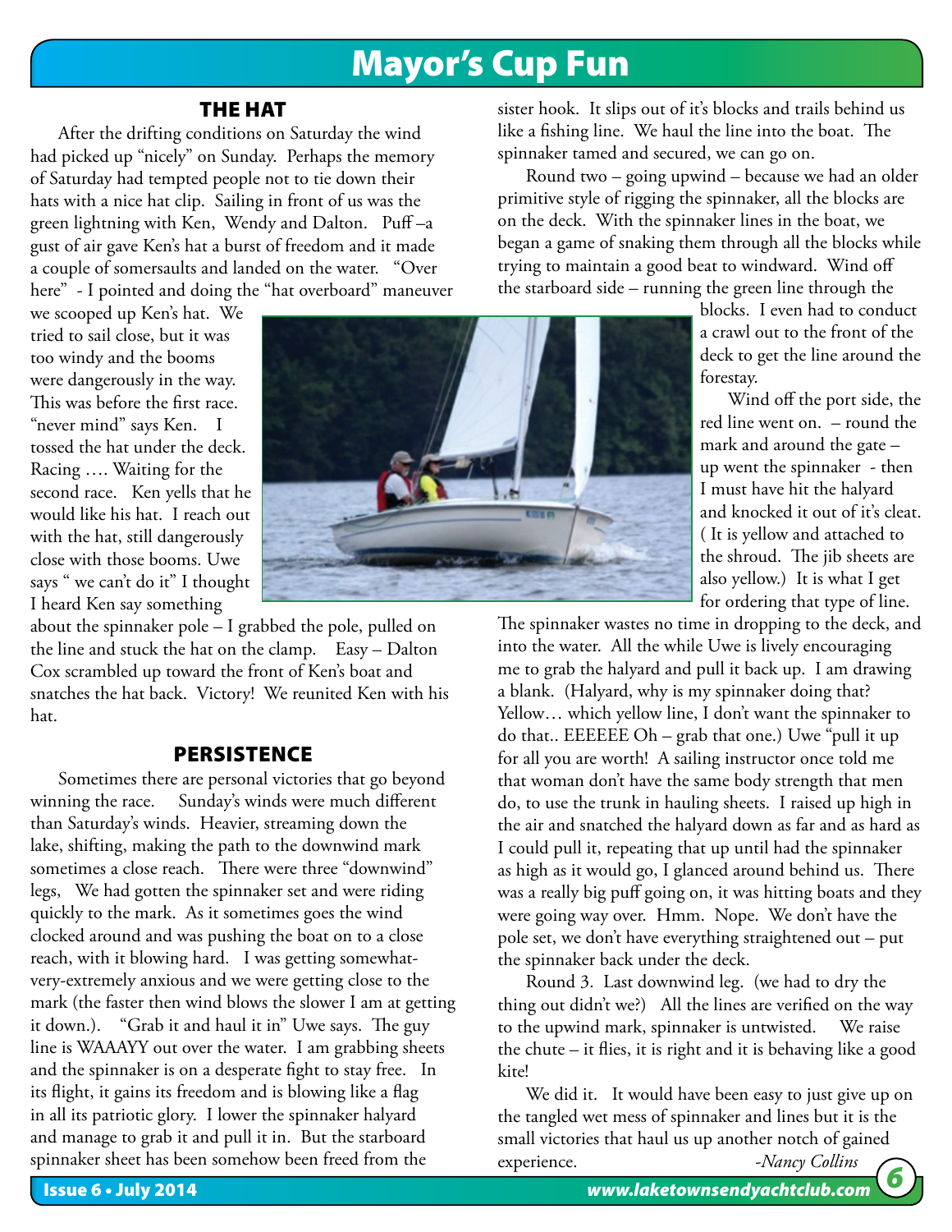# Mayor's Cup Fun

## THE HAT

After the drifting conditions on Saturday the wind had picked up "nicely" on Sunday. Perhaps the memory of Saturday had tempted people not to tie down their hats with a nice hat clip. Sailing in front of us was the green lightning with Ken, Wendy and Dalton. Puff –a gust of air gave Ken's hat a burst of freedom and it made a couple of somersaults and landed on the water. "Over here" - I pointed and doing the "hat overboard" maneuver we scooped up Ken's hat. We tried to sail close, but it was too windy and the booms were dangerously in the way. This was before the first race. "never mind" says Ken. I tossed the hat under the deck. Racing …. Waiting for the second race. Ken yells that he would like his hat. I reach out with the hat, still dangerously close with those booms. Uwe says " we can't do it" I thought I heard Ken say something about the spinnaker pole – I grabbed the pole, pulled on the line and stuck the hat on the clamp. Easy – Dalton Cox scrambled up toward the front of Ken's boat and snatches the hat back. Victory! We reunited Ken with his hat.

## PERSISTENCE

Sometimes there are personal victories that go beyond winning the race. Sunday's winds were much different than Saturday's winds. Heavier, streaming down the lake, shifting, making the path to the downwind mark sometimes a close reach. There were three "downwind" legs, We had gotten the spinnaker set and were riding quickly to the mark. As it sometimes goes the wind clocked around and was pushing the boat on to a close reach, with it blowing hard. I was getting somewhat-very-extremely anxious and we were getting close to the mark (the faster then wind blows the slower I am at getting it down.). "Grab it and haul it in" Uwe says. The guy line is WAAAYY out over the water. I am grabbing sheets and the spinnaker is on a desperate fight to stay free. In its flight, it gains its freedom and is blowing like a flag in all its patriotic glory. I lower the spinnaker halyard and manage to grab it and pull it in. But the starboard spinnaker sheet has been somehow been freed from the sister hook. It slips out of it's blocks and trails behind us like a fishing line. We haul the line into the boat. The spinnaker tamed and secured, we can go on.

Round two – going upwind – because we had an older primitive style of rigging the spinnaker, all the blocks are on the deck. With the spinnaker lines in the boat, we began a game of snaking them through all the blocks while trying to maintain a good beat to windward. Wind off the starboard side – running the green line through the blocks. I even had to conduct a crawl out to the front of the deck to get the line around the forestay.

Wind off the port side, the red line went on. – round the mark and around the gate – up went the spinnaker - then I must have hit the halyard and knocked it out of it's cleat. ( It is yellow and attached to the shroud. The jib sheets are also yellow.) It is what I get for ordering that type of line. The spinnaker wastes no time in dropping to the deck, and into the water. All the while Uwe is lively encouraging me to grab the halyard and pull it back up. I am drawing a blank. (Halyard, why is my spinnaker doing that? Yellow… which yellow line, I don't want the spinnaker to do that.. EEEEEE Oh – grab that one.) Uwe "pull it up for all you are worth! A sailing instructor once told me that woman don't have the same body strength that men do, to use the trunk in hauling sheets. I raised up high in the air and snatched the halyard down as far and as hard as I could pull it, repeating that up until had the spinnaker as high as it would go, I glanced around behind us. There was a really big puff going on, it was hitting boats and they were going way over. Hmm. Nope. We don't have the pole set, we don't have everything straightened out – put the spinnaker back under the deck.

Round 3. Last downwind leg. (we had to dry the thing out didn't we?) All the lines are verified on the way to the upwind mark, spinnaker is untwisted. We raise the chute – it flies, it is right and it is behaving like a good kite!

We did it. It would have been easy to just give up on the tangled wet mess of spinnaker and lines but it is the small victories that haul us up another notch of gained experience.

*-Nancy Collins*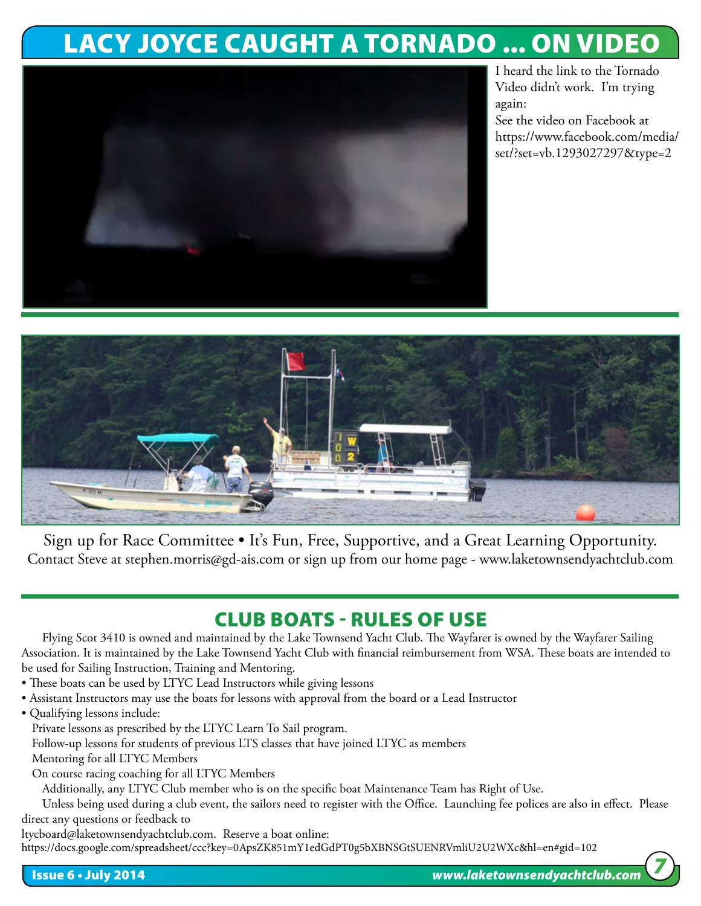# LACY JOYCE CAUGHT A TORNADO ... ON VIDEO

I heard the link to the Tornado Video didn't work. I'm trying again:
See the video on Facebook at https://www.facebook.com/media/set/?set=vb.1293027297&type=2

Sign up for Race Committee • It's Fun, Free, Supportive, and a Great Learning Opportunity.
Contact Steve at stephen.morris@gd-ais.com or sign up from our home page - www.laketownsendyachtclub.com

## CLUB BOATS - RULES OF USE

Flying Scot 3410 is owned and maintained by the Lake Townsend Yacht Club. The Wayfarer is owned by the Wayfarer Sailing Association. It is maintained by the Lake Townsend Yacht Club with financial reimbursement from WSA. These boats are intended to be used for Sailing Instruction, Training and Mentoring.

- These boats can be used by LTYC Lead Instructors while giving lessons
- Assistant Instructors may use the boats for lessons with approval from the board or a Lead Instructor
- Qualifying lessons include:
  - Private lessons as prescribed by the LTYC Learn To Sail program.
  - Follow-up lessons for students of previous LTS classes that have joined LTYC as members
  - Mentoring for all LTYC Members
  - On course racing coaching for all LTYC Members

Additionally, any LTYC Club member who is on the specific boat Maintenance Team has Right of Use.

Unless being used during a club event, the sailors need to register with the Office. Launching fee polices are also in effect. Please direct any questions or feedback to
ltycboard@laketownsendyachtclub.com. Reserve a boat online:
https://docs.google.com/spreadsheet/ccc?key=0ApsZK851mY1edGdPT0g5bXBNSGtSUENRVmliU2U2WXc&hl=en#gid=102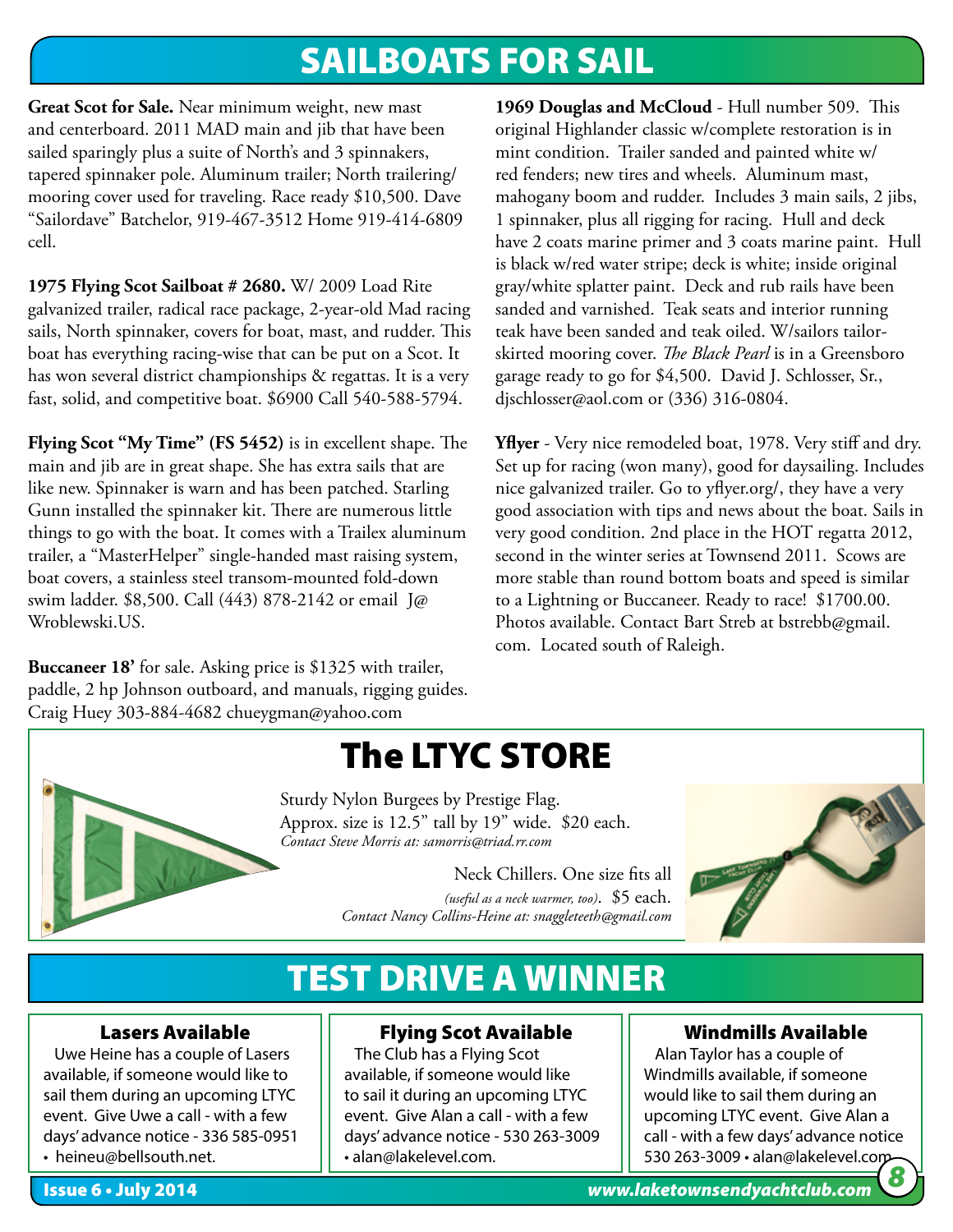# SAILBOATS FOR SAIL

**Great Scot for Sale.** Near minimum weight, new mast and centerboard. 2011 MAD main and jib that have been sailed sparingly plus a suite of North's and 3 spinnakers, tapered spinnaker pole. Aluminum trailer; North trailering/mooring cover used for traveling. Race ready $10,500. Dave "Sailordave" Batchelor, 919-467-3512 Home 919-414-6809 cell.

**1975 Flying Scot Sailboat # 2680.** W/ 2009 Load Rite galvanized trailer, radical race package, 2-year-old Mad racing sails, North spinnaker, covers for boat, mast, and rudder. This boat has everything racing-wise that can be put on a Scot. It has won several district championships & regattas. It is a very fast, solid, and competitive boat. $6900 Call 540-588-5794.

**Flying Scot "My Time" (FS 5452)** is in excellent shape. The main and jib are in great shape. She has extra sails that are like new. Spinnaker is warn and has been patched. Starling Gunn installed the spinnaker kit. There are numerous little things to go with the boat. It comes with a Trailex aluminum trailer, a "MasterHelper" single-handed mast raising system, boat covers, a stainless steel transom-mounted fold-down swim ladder. $8,500. Call (443) 878-2142 or email J@Wroblewski.US.

**Buccaneer 18'** for sale. Asking price is $1325 with trailer, paddle, 2 hp Johnson outboard, and manuals, rigging guides. Craig Huey 303-884-4682 chueygman@yahoo.com

**1969 Douglas and McCloud** - Hull number 509. This original Highlander classic w/complete restoration is in mint condition. Trailer sanded and painted white w/ red fenders; new tires and wheels. Aluminum mast, mahogany boom and rudder. Includes 3 main sails, 2 jibs, 1 spinnaker, plus all rigging for racing. Hull and deck have 2 coats marine primer and 3 coats marine paint. Hull is black w/red water stripe; deck is white; inside original gray/white splatter paint. Deck and rub rails have been sanded and varnished. Teak seats and interior running teak have been sanded and teak oiled. W/sailors tailor-skirted mooring cover. *The Black Pearl* is in a Greensboro garage ready to go for $4,500. David J. Schlosser, Sr., djschlosser@aol.com or (336) 316-0804.

**Yflyer** - Very nice remodeled boat, 1978. Very stiff and dry. Set up for racing (won many), good for daysailing. Includes nice galvanized trailer. Go to yflyer.org/, they have a very good association with tips and news about the boat. Sails in very good condition. 2nd place in the HOT regatta 2012, second in the winter series at Townsend 2011. Scows are more stable than round bottom boats and speed is similar to a Lightning or Buccaneer. Ready to race! $1700.00. Photos available. Contact Bart Streb at bstrebb@gmail.com. Located south of Raleigh.

# The LTYC STORE

Sturdy Nylon Burgees by Prestige Flag.
Approx. size is 12.5" tall by 19" wide. $20 each.
*Contact Steve Morris at: samorris@triad.rr.com*

Neck Chillers. One size fits all *(useful as a neck warmer, too)*. $5 each.
*Contact Nancy Collins-Heine at: snaggleteeth@gmail.com*

# TEST DRIVE A WINNER

### Lasers Available

Uwe Heine has a couple of Lasers available, if someone would like to sail them during an upcoming LTYC event. Give Uwe a call - with a few days' advance notice - 336 585-0951 • heineu@bellsouth.net.

### Flying Scot Available

The Club has a Flying Scot available, if someone would like to sail it during an upcoming LTYC event. Give Alan a call - with a few days' advance notice - 530 263-3009 • alan@lakelevel.com.

### Windmills Available

Alan Taylor has a couple of Windmills available, if someone would like to sail them during an upcoming LTYC event. Give Alan a call - with a few days' advance notice 530 263-3009 • alan@lakelevel.com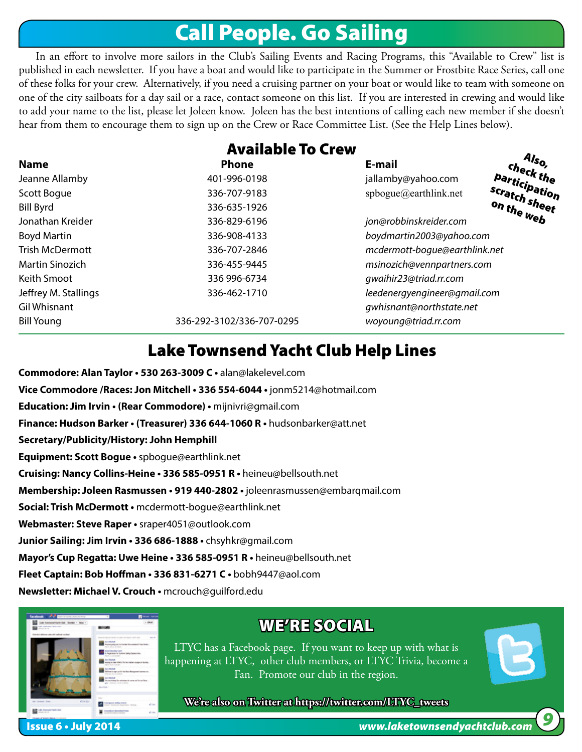# Call People. Go Sailing

In an effort to involve more sailors in the Club's Sailing Events and Racing Programs, this "Available to Crew" list is published in each newsletter. If you have a boat and would like to participate in the Summer or Frostbite Race Series, call one of these folks for your crew. Alternatively, if you need a cruising partner on your boat or would like to team with someone on one of the city sailboats for a day sail or a race, contact someone on this list. If you are interested in crewing and would like to add your name to the list, please let Joleen know. Joleen has the best intentions of calling each new member if she doesn't hear from them to encourage them to sign up on the Crew or Race Committee List. (See the Help Lines below).

## Available To Crew

*Also, check the participation scratch sheet on the web*

| Name | Phone | E-mail |
|---|---|---|
| Jeanne Allamby | 401-996-0198 | jallamby@yahoo.com |
| Scott Bogue | 336-707-9183 | spbogue@earthlink.net |
| Bill Byrd | 336-635-1926 | |
| Jonathan Kreider | 336-829-6196 | *jon@robbinskreider.com* |
| Boyd Martin | 336-908-4133 | *boydmartin2003@yahoo.com* |
| Trish McDermott | 336-707-2846 | *mcdermott-bogue@earthlink.net* |
| Martin Sinozich | 336-455-9445 | *msinozich@vennpartners.com* |
| Keith Smoot | 336 996-6734 | *gwaihir23@triad.rr.com* |
| Jeffrey M. Stallings | 336-462-1710 | *leedenergyengineer@gmail.com* |
| Gil Whisnant | | *gwhisnant@northstate.net* |
| Bill Young | 336-292-3102/336-707-0295 | *woyoung@triad.rr.com* |

## Lake Townsend Yacht Club Help Lines

**Commodore: Alan Taylor • 530 263-3009 C •** alan@lakelevel.com

**Vice Commodore /Races: Jon Mitchell • 336 554-6044 •** jonm5214@hotmail.com

**Education: Jim Irvin • (Rear Commodore) •** mijnivri@gmail.com

**Finance: Hudson Barker • (Treasurer) 336 644-1060 R •** hudsonbarker@att.net

**Secretary/Publicity/History: John Hemphill**

**Equipment: Scott Bogue •** spbogue@earthlink.net

**Cruising: Nancy Collins-Heine • 336 585-0951 R •** heineu@bellsouth.net

**Membership: Joleen Rasmussen • 919 440-2802 •** joleenrasmussen@embarqmail.com

**Social: Trish McDermott •** mcdermott-bogue@earthlink.net

**Webmaster: Steve Raper •** sraper4051@outlook.com

**Junior Sailing: Jim Irvin • 336 686-1888 •** chsyhkr@gmail.com

**Mayor's Cup Regatta: Uwe Heine • 336 585-0951 R •** heineu@bellsouth.net

**Fleet Captain: Bob Hoffman • 336 831-6271 C •** bobh9447@aol.com

**Newsletter: Michael V. Crouch •** mcrouch@guilford.edu

## WE'RE SOCIAL

LTYC has a Facebook page. If you want to keep up with what is happening at LTYC, other club members, or LTYC Trivia, become a Fan. Promote our club in the region.

**We're also on Twitter at https://twitter.com/LTYC_tweets**